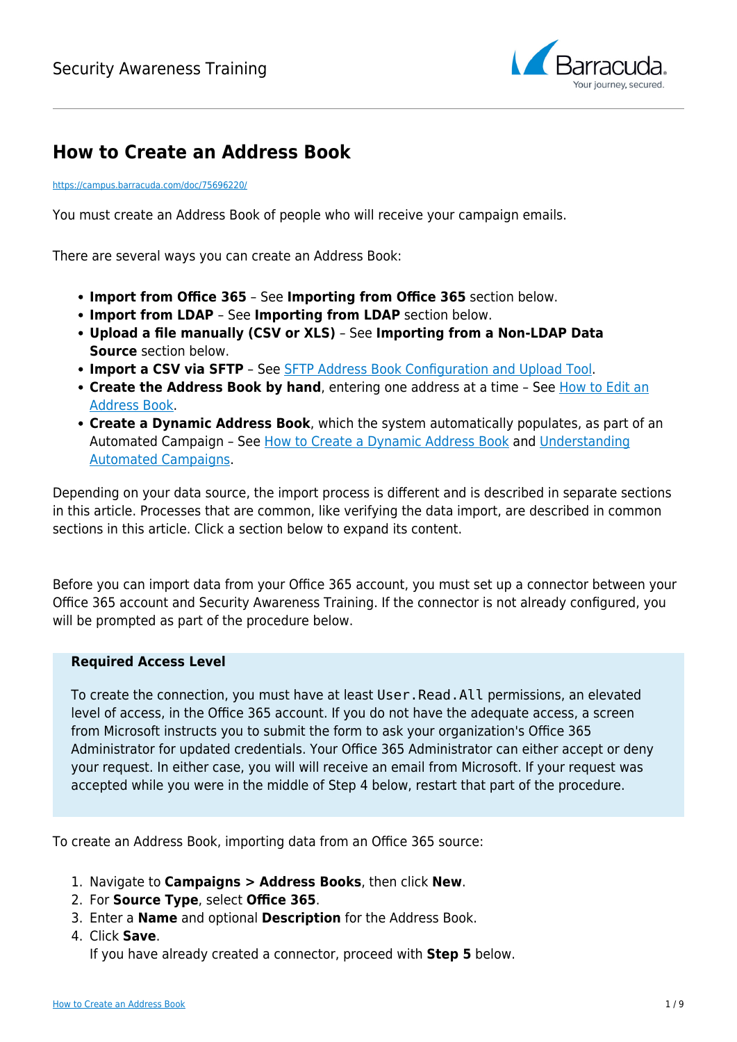# How to Create an Address Book

https://campus.barracuda.com/doc/75696220/

You must create an Address Book of people who will receive your campaign emails.

There are several ways you can create an Address Book:

- **Import from Office 365** – See **Importing from Office 365** section below.
- **Import from LDAP** – See **Importing from LDAP** section below.
- **Upload a file manually (CSV or XLS)** – See **Importing from a Non-LDAP Data Source** section below.
- **Import a CSV via SFTP** – See SFTP Address Book Configuration and Upload Tool.
- **Create the Address Book by hand**, entering one address at a time – See How to Edit an Address Book.
- **Create a Dynamic Address Book**, which the system automatically populates, as part of an Automated Campaign – See How to Create a Dynamic Address Book and Understanding Automated Campaigns.

Depending on your data source, the import process is different and is described in separate sections in this article. Processes that are common, like verifying the data import, are described in common sections in this article. Click a section below to expand its content.

Before you can import data from your Office 365 account, you must set up a connector between your Office 365 account and Security Awareness Training. If the connector is not already configured, you will be prompted as part of the procedure below.

**Required Access Level**

To create the connection, you must have at least `User.Read.All` permissions, an elevated level of access, in the Office 365 account. If you do not have the adequate access, a screen from Microsoft instructs you to submit the form to ask your organization's Office 365 Administrator for updated credentials. Your Office 365 Administrator can either accept or deny your request. In either case, you will will receive an email from Microsoft. If your request was accepted while you were in the middle of Step 4 below, restart that part of the procedure.

To create an Address Book, importing data from an Office 365 source:

1. Navigate to **Campaigns > Address Books**, then click **New**.
2. For **Source Type**, select **Office 365**.
3. Enter a **Name** and optional **Description** for the Address Book.
4. Click **Save**.
   If you have already created a connector, proceed with **Step 5** below.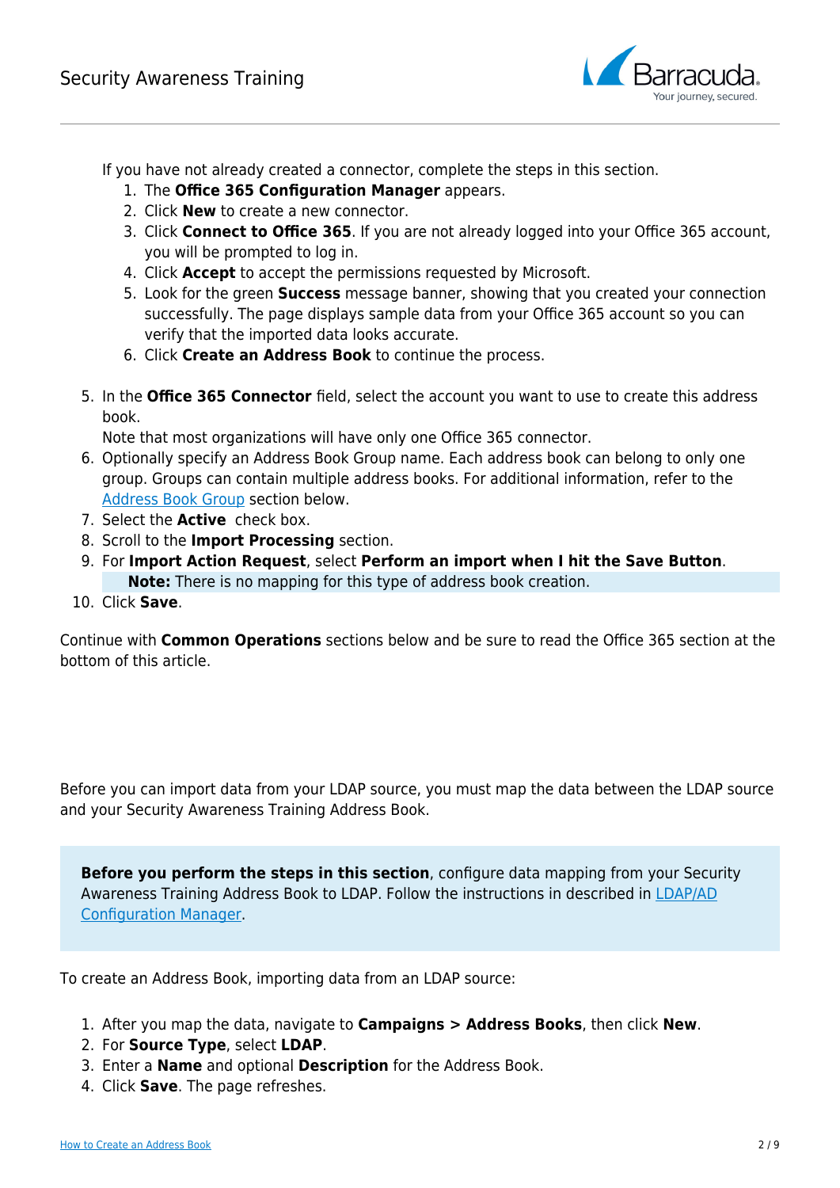If you have not already created a connector, complete the steps in this section.

1. The **Office 365 Configuration Manager** appears.
2. Click **New** to create a new connector.
3. Click **Connect to Office 365**. If you are not already logged into your Office 365 account, you will be prompted to log in.
4. Click **Accept** to accept the permissions requested by Microsoft.
5. Look for the green **Success** message banner, showing that you created your connection successfully. The page displays sample data from your Office 365 account so you can verify that the imported data looks accurate.
6. Click **Create an Address Book** to continue the process.

5. In the **Office 365 Connector** field, select the account you want to use to create this address book.
   Note that most organizations will have only one Office 365 connector.
6. Optionally specify an Address Book Group name. Each address book can belong to only one group. Groups can contain multiple address books. For additional information, refer to the [Address Book Group](#) section below.
7. Select the **Active** check box.
8. Scroll to the **Import Processing** section.
9. For **Import Action Request**, select **Perform an import when I hit the Save Button**.
   > **Note:** There is no mapping for this type of address book creation.
10. Click **Save**.

Continue with **Common Operations** sections below and be sure to read the Office 365 section at the bottom of this article.

Before you can import data from your LDAP source, you must map the data between the LDAP source and your Security Awareness Training Address Book.

> **Before you perform the steps in this section**, configure data mapping from your Security Awareness Training Address Book to LDAP. Follow the instructions in described in [LDAP/AD Configuration Manager](#).

To create an Address Book, importing data from an LDAP source:

1. After you map the data, navigate to **Campaigns > Address Books**, then click **New**.
2. For **Source Type**, select **LDAP**.
3. Enter a **Name** and optional **Description** for the Address Book.
4. Click **Save**. The page refreshes.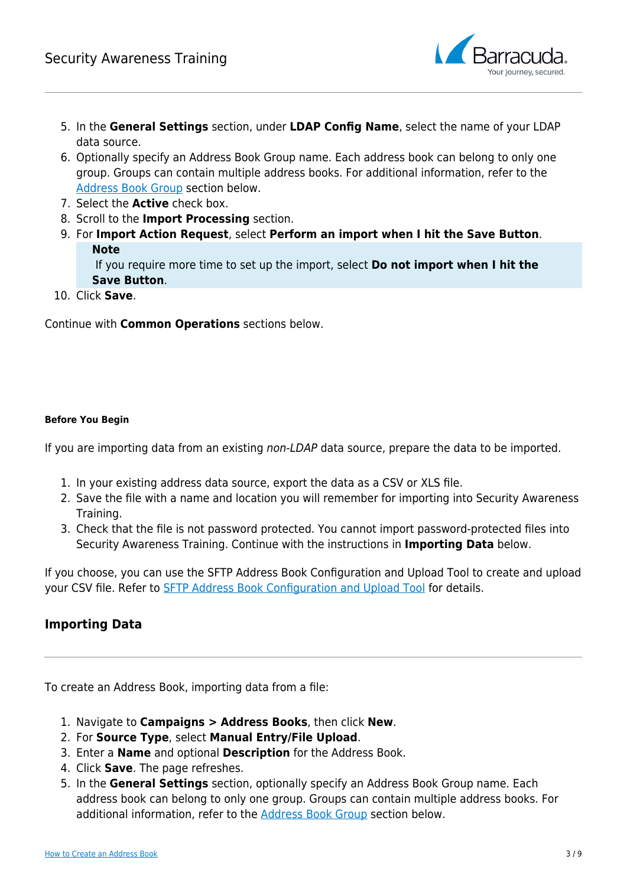5. In the **General Settings** section, under **LDAP Config Name**, select the name of your LDAP data source.
6. Optionally specify an Address Book Group name. Each address book can belong to only one group. Groups can contain multiple address books. For additional information, refer to the [Address Book Group](#) section below.
7. Select the **Active** check box.
8. Scroll to the **Import Processing** section.
9. For **Import Action Request**, select **Perform an import when I hit the Save Button**.

   > **Note**
   > If you require more time to set up the import, select **Do not import when I hit the Save Button**.

10. Click **Save**.

Continue with **Common Operations** sections below.

#### Before You Begin

If you are importing data from an existing *non-LDAP* data source, prepare the data to be imported.

1. In your existing address data source, export the data as a CSV or XLS file.
2. Save the file with a name and location you will remember for importing into Security Awareness Training.
3. Check that the file is not password protected. You cannot import password-protected files into Security Awareness Training. Continue with the instructions in **Importing Data** below.

If you choose, you can use the SFTP Address Book Configuration and Upload Tool to create and upload your CSV file. Refer to [SFTP Address Book Configuration and Upload Tool](#) for details.

### Importing Data

To create an Address Book, importing data from a file:

1. Navigate to **Campaigns > Address Books**, then click **New**.
2. For **Source Type**, select **Manual Entry/File Upload**.
3. Enter a **Name** and optional **Description** for the Address Book.
4. Click **Save**. The page refreshes.
5. In the **General Settings** section, optionally specify an Address Book Group name. Each address book can belong to only one group. Groups can contain multiple address books. For additional information, refer to the [Address Book Group](#) section below.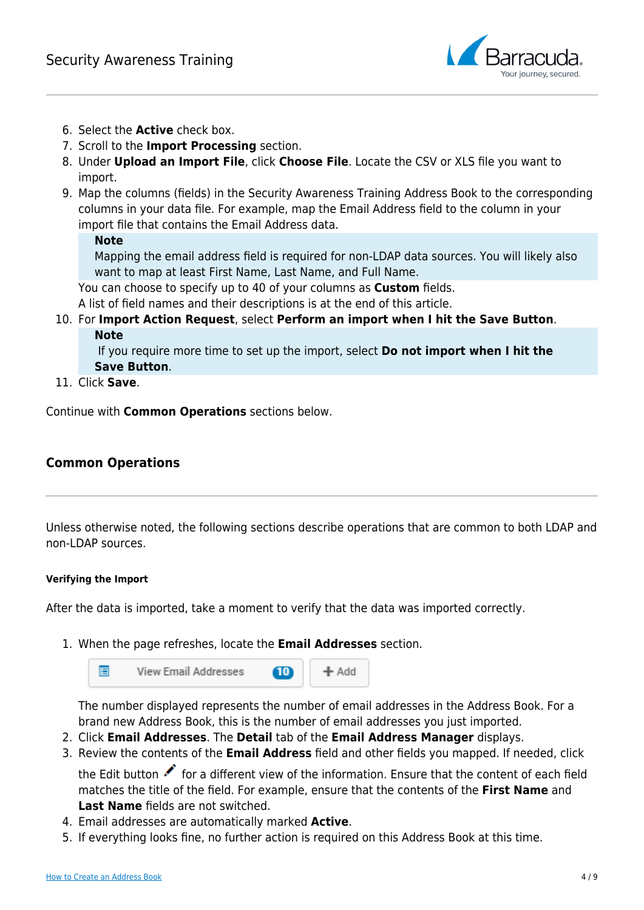6. Select the **Active** check box.
7. Scroll to the **Import Processing** section.
8. Under **Upload an Import File**, click **Choose File**. Locate the CSV or XLS file you want to import.
9. Map the columns (fields) in the Security Awareness Training Address Book to the corresponding columns in your data file. For example, map the Email Address field to the column in your import file that contains the Email Address data.

   > **Note**
   > Mapping the email address field is required for non-LDAP data sources. You will likely also want to map at least First Name, Last Name, and Full Name.

   You can choose to specify up to 40 of your columns as **Custom** fields.
   A list of field names and their descriptions is at the end of this article.
10. For **Import Action Request**, select **Perform an import when I hit the Save Button**.

    > **Note**
    > If you require more time to set up the import, select **Do not import when I hit the Save Button**.
11. Click **Save**.

Continue with **Common Operations** sections below.

## Common Operations

Unless otherwise noted, the following sections describe operations that are common to both LDAP and non-LDAP sources.

#### Verifying the Import

After the data is imported, take a moment to verify that the data was imported correctly.

1. When the page refreshes, locate the **Email Addresses** section.

   View Email Addresses 10 | + Add

   The number displayed represents the number of email addresses in the Address Book. For a brand new Address Book, this is the number of email addresses you just imported.
2. Click **Email Addresses**. The **Detail** tab of the **Email Address Manager** displays.
3. Review the contents of the **Email Address** field and other fields you mapped. If needed, click the Edit button for a different view of the information. Ensure that the content of each field matches the title of the field. For example, ensure that the contents of the **First Name** and **Last Name** fields are not switched.
4. Email addresses are automatically marked **Active**.
5. If everything looks fine, no further action is required on this Address Book at this time.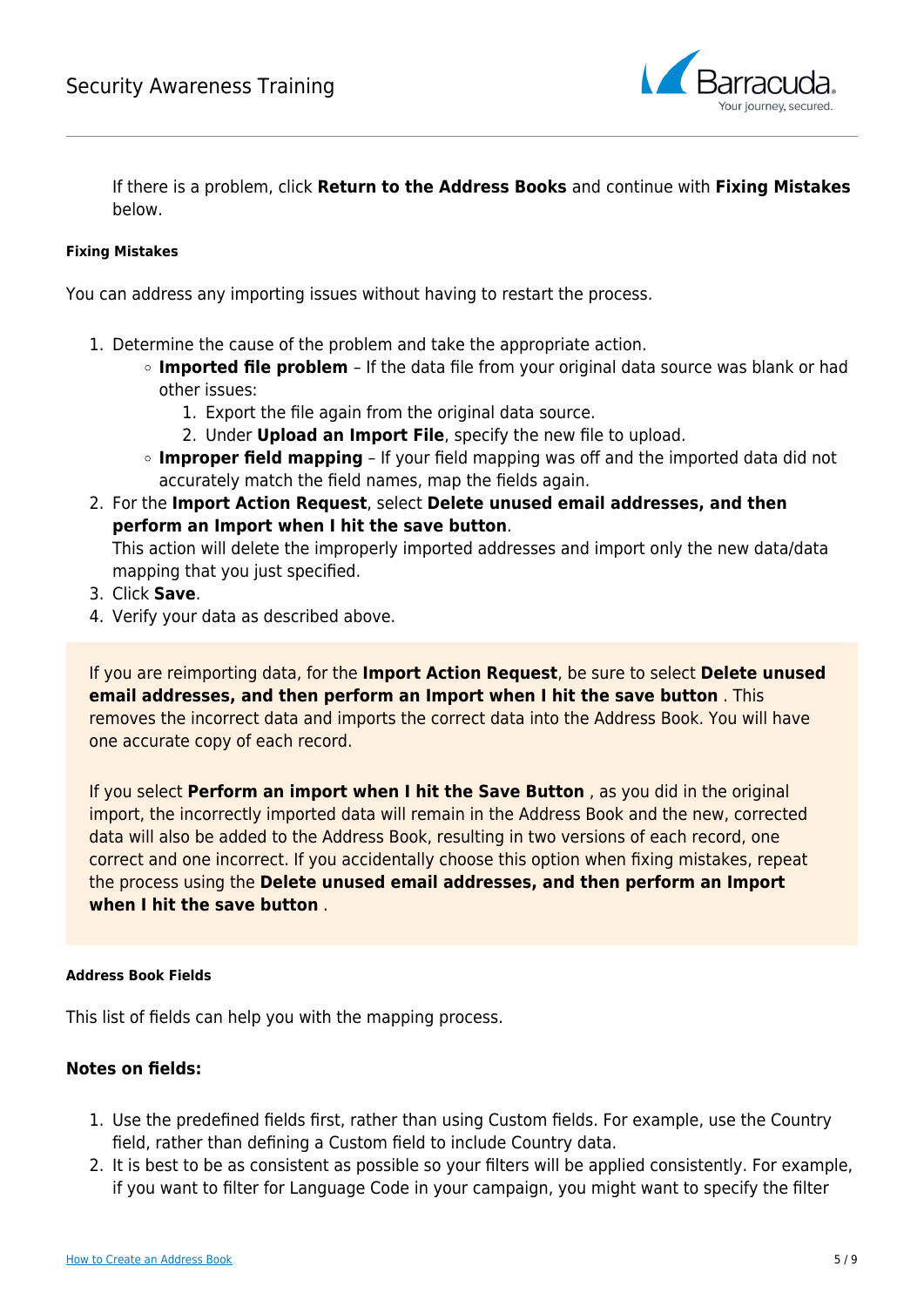If there is a problem, click **Return to the Address Books** and continue with **Fixing Mistakes** below.

#### Fixing Mistakes

You can address any importing issues without having to restart the process.

1. Determine the cause of the problem and take the appropriate action.
   - **Imported file problem** – If the data file from your original data source was blank or had other issues:
     1. Export the file again from the original data source.
     2. Under **Upload an Import File**, specify the new file to upload.
   - **Improper field mapping** – If your field mapping was off and the imported data did not accurately match the field names, map the fields again.
2. For the **Import Action Request**, select **Delete unused email addresses, and then perform an Import when I hit the save button**.
   This action will delete the improperly imported addresses and import only the new data/data mapping that you just specified.
3. Click **Save**.
4. Verify your data as described above.

> If you are reimporting data, for the **Import Action Request**, be sure to select **Delete unused email addresses, and then perform an Import when I hit the save button** . This removes the incorrect data and imports the correct data into the Address Book. You will have one accurate copy of each record.
>
> If you select **Perform an import when I hit the Save Button** , as you did in the original import, the incorrectly imported data will remain in the Address Book and the new, corrected data will also be added to the Address Book, resulting in two versions of each record, one correct and one incorrect. If you accidentally choose this option when fixing mistakes, repeat the process using the **Delete unused email addresses, and then perform an Import when I hit the save button** .

#### Address Book Fields

This list of fields can help you with the mapping process.

### Notes on fields:

1. Use the predefined fields first, rather than using Custom fields. For example, use the Country field, rather than defining a Custom field to include Country data.
2. It is best to be as consistent as possible so your filters will be applied consistently. For example, if you want to filter for Language Code in your campaign, you might want to specify the filter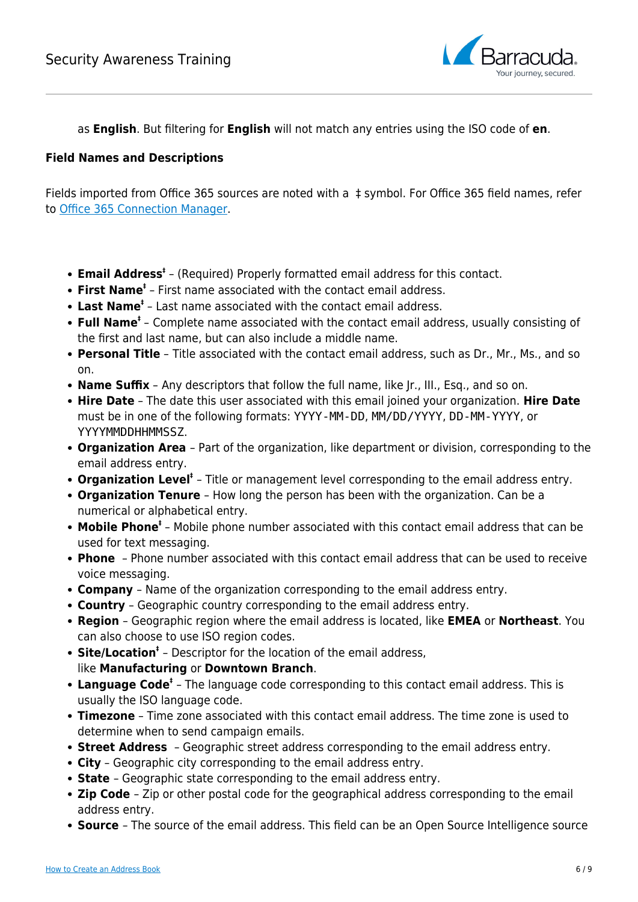as **English**. But filtering for **English** will not match any entries using the ISO code of **en**.

**Field Names and Descriptions**

Fields imported from Office 365 sources are noted with a ‡ symbol. For Office 365 field names, refer to [Office 365 Connection Manager](Office 365 Connection Manager).

- **Email Address**‡ – (Required) Properly formatted email address for this contact.
- **First Name**‡ – First name associated with the contact email address.
- **Last Name**‡ – Last name associated with the contact email address.
- **Full Name**‡ – Complete name associated with the contact email address, usually consisting of the first and last name, but can also include a middle name.
- **Personal Title** – Title associated with the contact email address, such as Dr., Mr., Ms., and so on.
- **Name Suffix** – Any descriptors that follow the full name, like Jr., III., Esq., and so on.
- **Hire Date** – The date this user associated with this email joined your organization. **Hire Date** must be in one of the following formats: `YYYY-MM-DD`, `MM/DD/YYYY`, `DD-MM-YYYY`, or `YYYYMMDDHHMMSSZ`.
- **Organization Area** – Part of the organization, like department or division, corresponding to the email address entry.
- **Organization Level**‡ – Title or management level corresponding to the email address entry.
- **Organization Tenure** – How long the person has been with the organization. Can be a numerical or alphabetical entry.
- **Mobile Phone**‡ – Mobile phone number associated with this contact email address that can be used for text messaging.
- **Phone** – Phone number associated with this contact email address that can be used to receive voice messaging.
- **Company** – Name of the organization corresponding to the email address entry.
- **Country** – Geographic country corresponding to the email address entry.
- **Region** – Geographic region where the email address is located, like **EMEA** or **Northeast**. You can also choose to use ISO region codes.
- **Site/Location**‡ – Descriptor for the location of the email address, like **Manufacturing** or **Downtown Branch**.
- **Language Code**‡ – The language code corresponding to this contact email address. This is usually the ISO language code.
- **Timezone** – Time zone associated with this contact email address. The time zone is used to determine when to send campaign emails.
- **Street Address** – Geographic street address corresponding to the email address entry.
- **City** – Geographic city corresponding to the email address entry.
- **State** – Geographic state corresponding to the email address entry.
- **Zip Code** – Zip or other postal code for the geographical address corresponding to the email address entry.
- **Source** – The source of the email address. This field can be an Open Source Intelligence source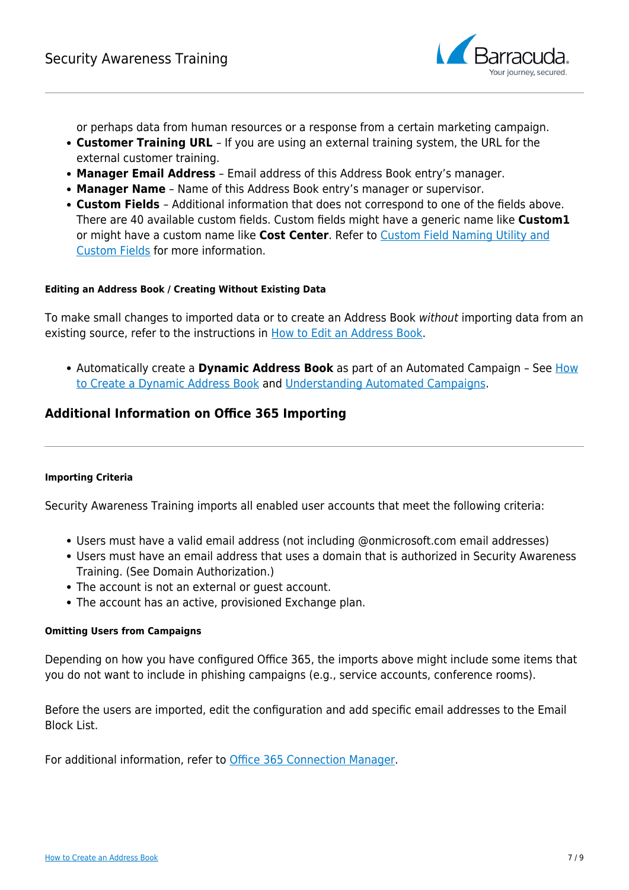or perhaps data from human resources or a response from a certain marketing campaign.
- **Customer Training URL** – If you are using an external training system, the URL for the external customer training.
- **Manager Email Address** – Email address of this Address Book entry's manager.
- **Manager Name** – Name of this Address Book entry's manager or supervisor.
- **Custom Fields** – Additional information that does not correspond to one of the fields above. There are 40 available custom fields. Custom fields might have a generic name like **Custom1** or might have a custom name like **Cost Center**. Refer to Custom Field Naming Utility and Custom Fields for more information.

#### Editing an Address Book / Creating Without Existing Data

To make small changes to imported data or to create an Address Book *without* importing data from an existing source, refer to the instructions in How to Edit an Address Book.

- Automatically create a **Dynamic Address Book** as part of an Automated Campaign – See How to Create a Dynamic Address Book and Understanding Automated Campaigns.

## Additional Information on Office 365 Importing

#### Importing Criteria

Security Awareness Training imports all enabled user accounts that meet the following criteria:

- Users must have a valid email address (not including @onmicrosoft.com email addresses)
- Users must have an email address that uses a domain that is authorized in Security Awareness Training. (See Domain Authorization.)
- The account is not an external or guest account.
- The account has an active, provisioned Exchange plan.

#### Omitting Users from Campaigns

Depending on how you have configured Office 365, the imports above might include some items that you do not want to include in phishing campaigns (e.g., service accounts, conference rooms).

Before the users are imported, edit the configuration and add specific email addresses to the Email Block List.

For additional information, refer to Office 365 Connection Manager.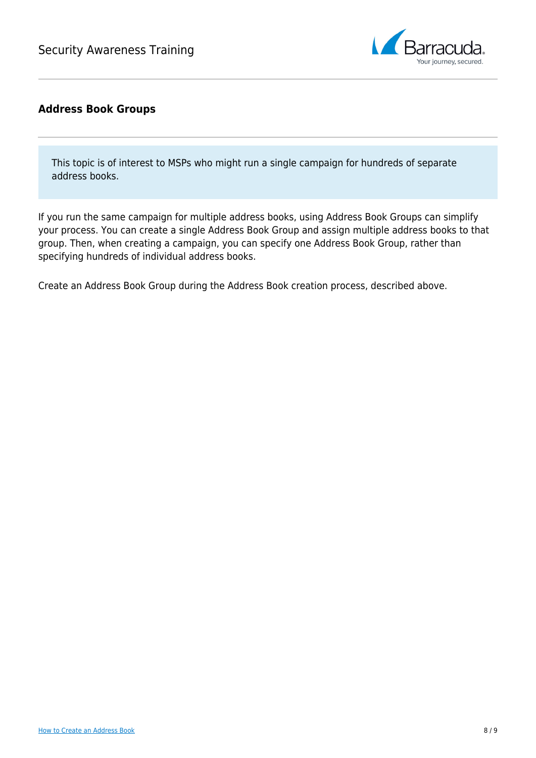## Address Book Groups

> This topic is of interest to MSPs who might run a single campaign for hundreds of separate address books.

If you run the same campaign for multiple address books, using Address Book Groups can simplify your process. You can create a single Address Book Group and assign multiple address books to that group. Then, when creating a campaign, you can specify one Address Book Group, rather than specifying hundreds of individual address books.

Create an Address Book Group during the Address Book creation process, described above.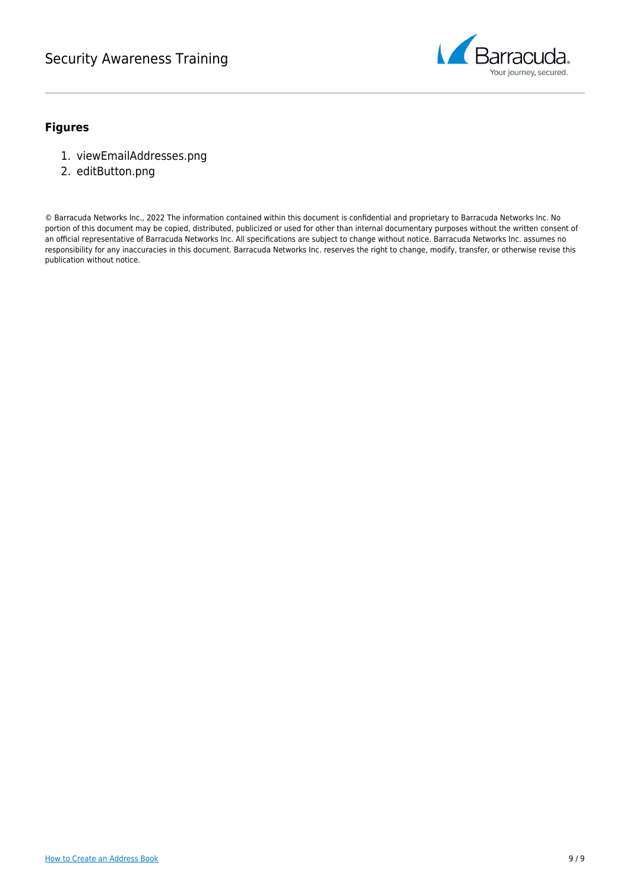## Figures

1. viewEmailAddresses.png
2. editButton.png

© Barracuda Networks Inc., 2022 The information contained within this document is confidential and proprietary to Barracuda Networks Inc. No portion of this document may be copied, distributed, publicized or used for other than internal documentary purposes without the written consent of an official representative of Barracuda Networks Inc. All specifications are subject to change without notice. Barracuda Networks Inc. assumes no responsibility for any inaccuracies in this document. Barracuda Networks Inc. reserves the right to change, modify, transfer, or otherwise revise this publication without notice.